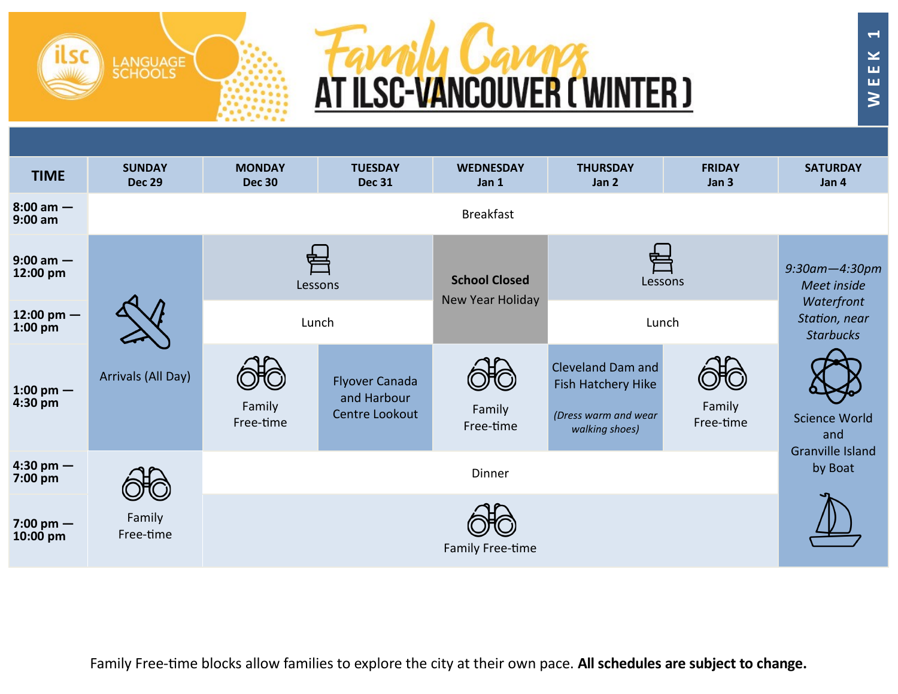ILSC LANGUAGE SCHOOLS

# Family Camps AT ILSC-VANCOUVER (WINTER)

WEEK 1

| TIME | SUNDAY Dec 29 | MONDAY Dec 30 | TUESDAY Dec 31 | WEDNESDAY Jan 1 | THURSDAY Jan 2 | FRIDAY Jan 3 | SATURDAY Jan 4 |
|---|---|---|---|---|---|---|---|
| 8:00 am — 9:00 am | Breakfast | Breakfast | Breakfast | Breakfast | Breakfast | Breakfast | Breakfast |
| 9:00 am — 12:00 pm | Arrivals (All Day) | Lessons | Lessons | **School Closed** New Year Holiday | Lessons | Lessons | *9:30am—4:30pm Meet inside Waterfront Station, near Starbucks* Science World and Granville Island by Boat |
| 12:00 pm — 1:00 pm | Arrivals (All Day) | Lunch | Lunch | **School Closed** New Year Holiday | Lunch | Lunch | Science World and Granville Island by Boat |
| 1:00 pm — 4:30 pm | Arrivals (All Day) | Family Free-time | Flyover Canada and Harbour Centre Lookout | Family Free-time | Cleveland Dam and Fish Hatchery Hike *(Dress warm and wear walking shoes)* | Family Free-time | Science World and Granville Island by Boat |
| 4:30 pm — 7:00 pm | Family Free-time | Dinner | Dinner | Dinner | Dinner | Dinner | Science World and Granville Island by Boat |
| 7:00 pm — 10:00 pm | Family Free-time | Family Free-time | Family Free-time | Family Free-time | Family Free-time | Family Free-time | Science World and Granville Island by Boat |

Family Free-time blocks allow families to explore the city at their own pace. **All schedules are subject to change.**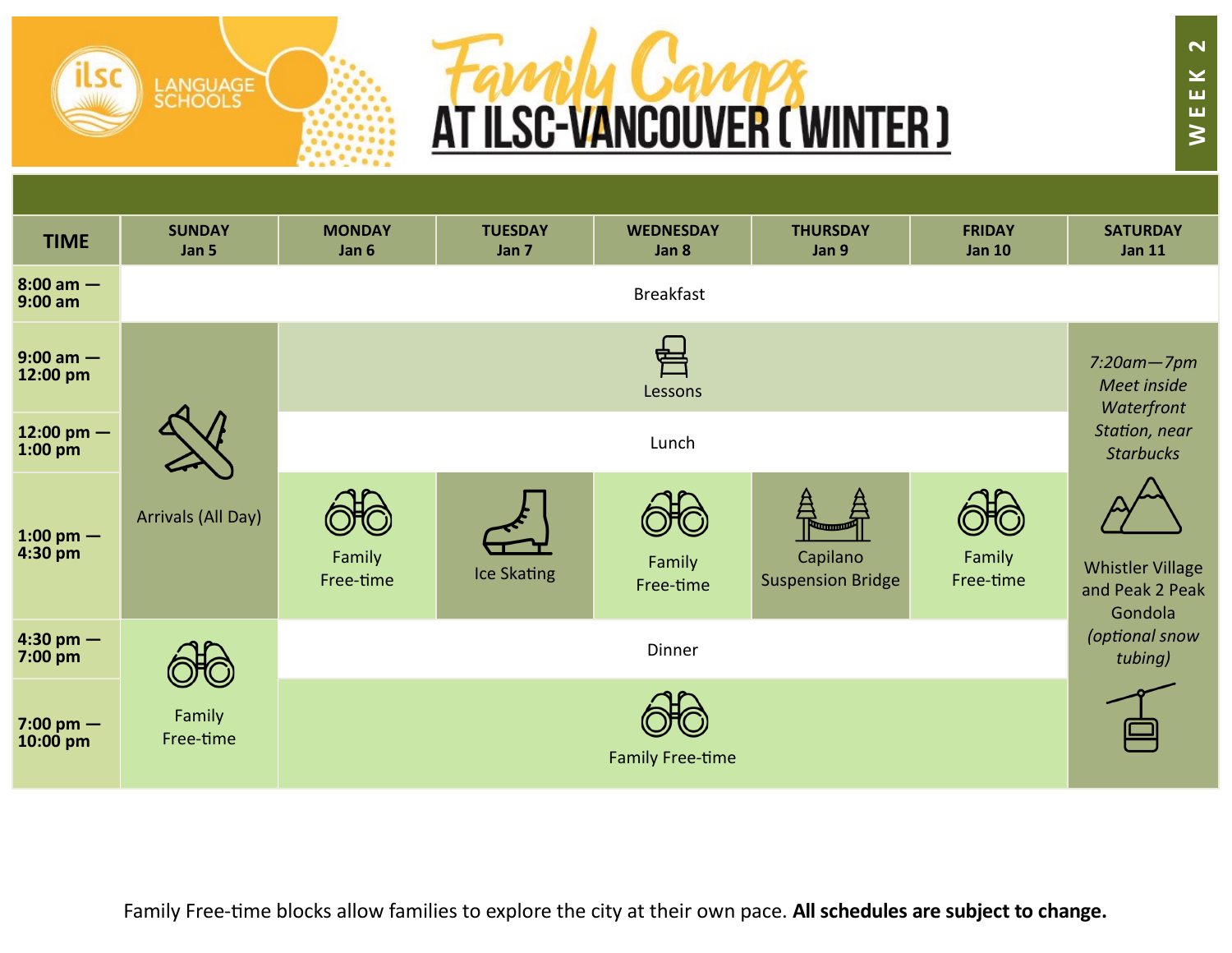# Family Camps AT ILSC-VANCOUVER (WINTER)

**WEEK 2**

| TIME | SUNDAY Jan 5 | MONDAY Jan 6 | TUESDAY Jan 7 | WEDNESDAY Jan 8 | THURSDAY Jan 9 | FRIDAY Jan 10 | SATURDAY Jan 11 |
|---|---|---|---|---|---|---|---|
| 8:00 am — 9:00 am | Breakfast | Breakfast | Breakfast | Breakfast | Breakfast | Breakfast | Breakfast |
| 9:00 am — 12:00 pm | Arrivals (All Day) | Lessons | Lessons | Lessons | Lessons | Lessons | *7:20am—7pm Meet inside Waterfront Station, near Starbucks* Whistler Village and Peak 2 Peak Gondola *(optional snow tubing)* |
| 12:00 pm — 1:00 pm | Arrivals (All Day) | Lunch | Lunch | Lunch | Lunch | Lunch | |
| 1:00 pm — 4:30 pm | Arrivals (All Day) | Family Free-time | Ice Skating | Family Free-time | Capilano Suspension Bridge | Family Free-time | |
| 4:30 pm — 7:00 pm | Family Free-time | Dinner | Dinner | Dinner | Dinner | Dinner | |
| 7:00 pm — 10:00 pm | Family Free-time | Family Free-time | Family Free-time | Family Free-time | Family Free-time | Family Free-time | |

Family Free-time blocks allow families to explore the city at their own pace. **All schedules are subject to change.**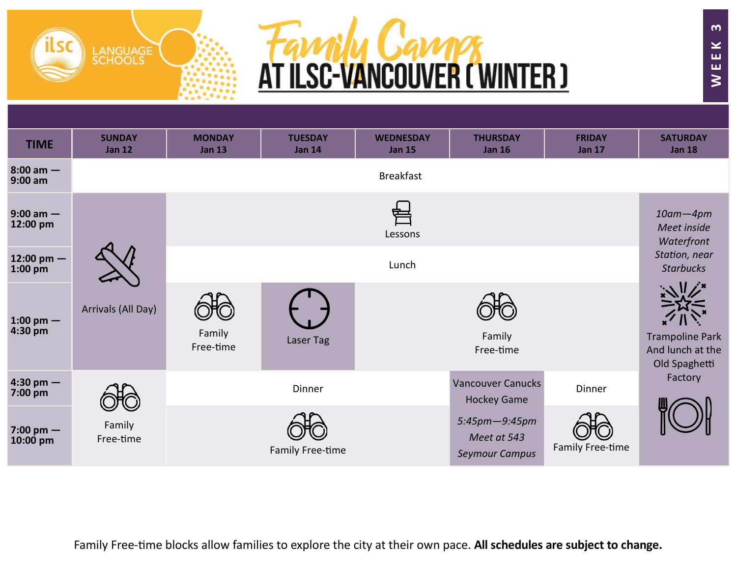ILSC LANGUAGE SCHOOLS

# Family Camps AT ILSC-VANCOUVER (WINTER)

WEEK 3

| TIME | SUNDAY Jan 12 | MONDAY Jan 13 | TUESDAY Jan 14 | WEDNESDAY Jan 15 | THURSDAY Jan 16 | FRIDAY Jan 17 | SATURDAY Jan 18 |
|---|---|---|---|---|---|---|---|
| 8:00 am — 9:00 am | Breakfast | Breakfast | Breakfast | Breakfast | Breakfast | Breakfast | Breakfast |
| 9:00 am — 12:00 pm | Arrivals (All Day) | Lessons | Lessons | Lessons | Lessons | Lessons | *10am—4pm Meet inside Waterfront Station, near Starbucks* Trampoline Park And lunch at the Old Spaghetti Factory |
| 12:00 pm — 1:00 pm | Arrivals (All Day) | Lunch | Lunch | Lunch | Lunch | Lunch | |
| 1:00 pm — 4:30 pm | Arrivals (All Day) | Family Free-time | Laser Tag | Family Free-time | Family Free-time | Family Free-time | |
| 4:30 pm — 7:00 pm | Family Free-time | Dinner | Dinner | Dinner | Vancouver Canucks Hockey Game *5:45pm—9:45pm Meet at 543 Seymour Campus* | Dinner | |
| 7:00 pm — 10:00 pm | Family Free-time | Family Free-time | Family Free-time | Family Free-time | | Family Free-time | |

Family Free-time blocks allow families to explore the city at their own pace. **All schedules are subject to change.**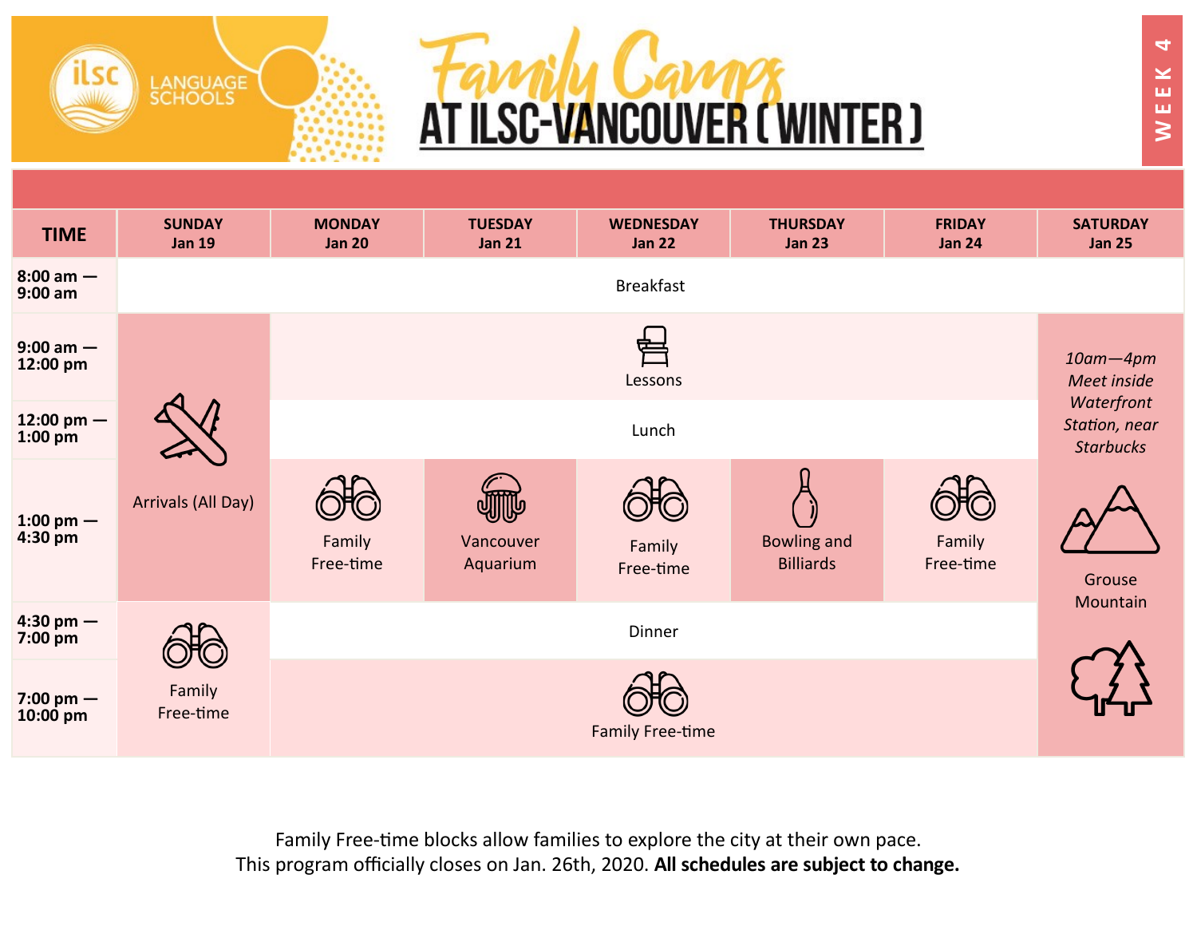ILSC LANGUAGE SCHOOLS

# Family Camps AT ILSC-VANCOUVER (WINTER)

WEEK 4

| TIME | SUNDAY Jan 19 | MONDAY Jan 20 | TUESDAY Jan 21 | WEDNESDAY Jan 22 | THURSDAY Jan 23 | FRIDAY Jan 24 | SATURDAY Jan 25 |
|---|---|---|---|---|---|---|---|
| 8:00 am — 9:00 am | Breakfast | | | | | | |
| 9:00 am — 12:00 pm | Arrivals (All Day) | Lessons | | | | | *10am—4pm Meet inside Waterfront Station, near Starbucks* Grouse Mountain |
| 12:00 pm — 1:00 pm | | Lunch | | | | | |
| 1:00 pm — 4:30 pm | | Family Free-time | Vancouver Aquarium | Family Free-time | Bowling and Billiards | Family Free-time | |
| 4:30 pm — 7:00 pm | Family Free-time | Dinner | | | | | |
| 7:00 pm — 10:00 pm | | Family Free-time | | | | | |

Family Free-time blocks allow families to explore the city at their own pace.
This program officially closes on Jan. 26th, 2020. **All schedules are subject to change.**